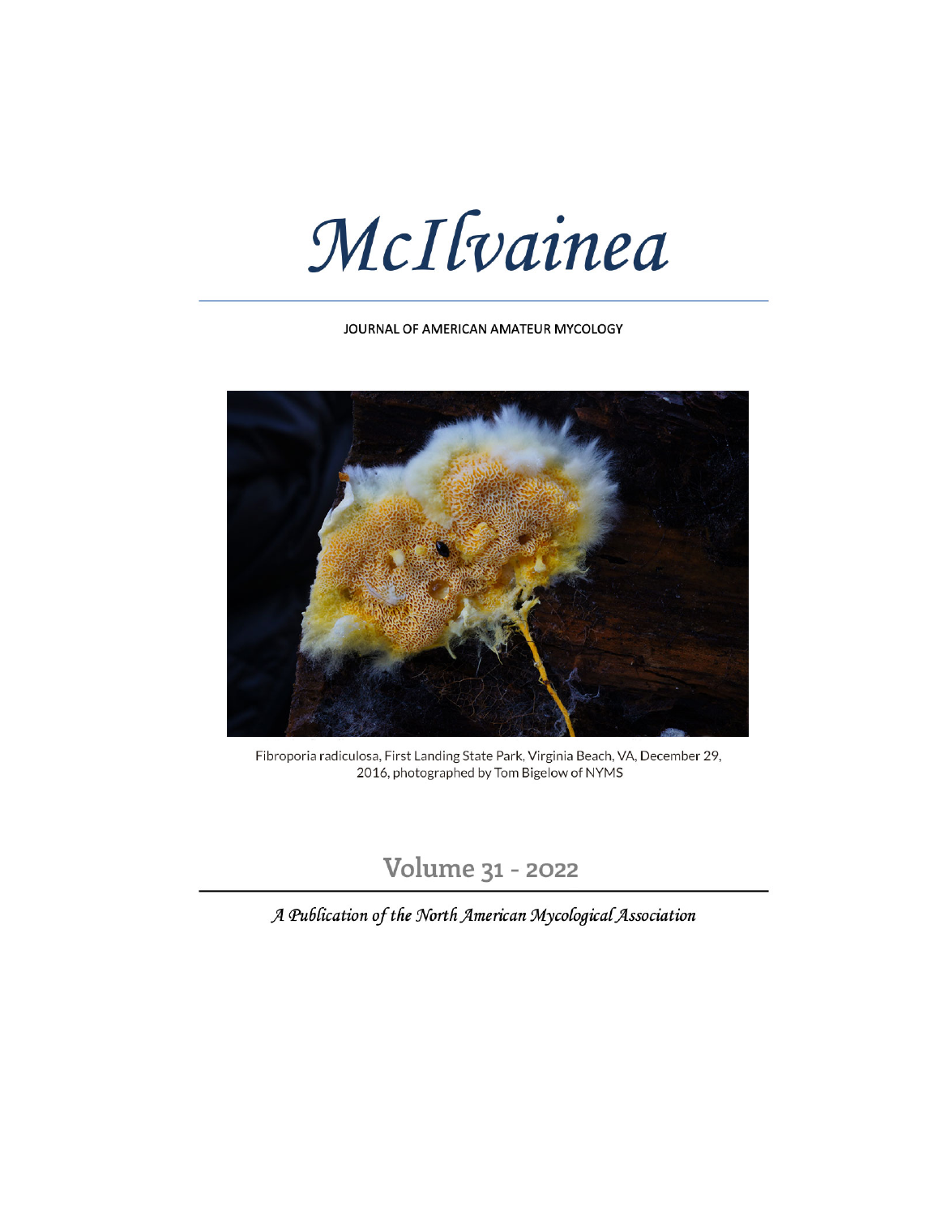# McIlvainea

JOURNAL OF AMERICAN AMATEUR MYCOLOGY

Fibroporia radiculosa, First Landing State Park, Virginia Beach, VA, December 29, 2016, photographed by Tom Bigelow of NYMS

## Volume 31 - 2022

*A Publication of the North American Mycological Association*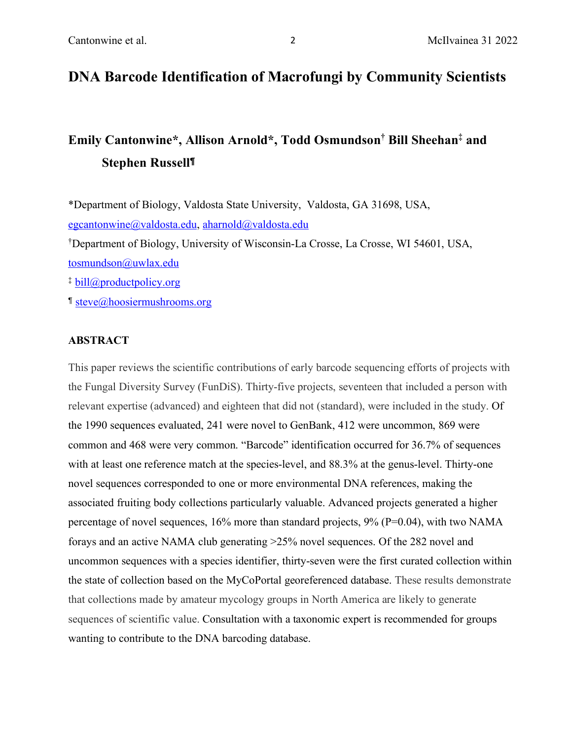# DNA Barcode Identification of Macrofungi by Community Scientists

**Emily Cantonwine\*, Allison Arnold\*, Todd Osmundson[†] Bill Sheehan[‡] and Stephen Russell¶**

\*Department of Biology, Valdosta State University, Valdosta, GA 31698, USA, egcantonwine@valdosta.edu, aharnold@valdosta.edu

[†]Department of Biology, University of Wisconsin-La Crosse, La Crosse, WI 54601, USA, tosmundson@uwlax.edu

[‡] bill@productpolicy.org

¶ steve@hoosiermushrooms.org

## ABSTRACT

This paper reviews the scientific contributions of early barcode sequencing efforts of projects with the Fungal Diversity Survey (FunDiS). Thirty-five projects, seventeen that included a person with relevant expertise (advanced) and eighteen that did not (standard), were included in the study. Of the 1990 sequences evaluated, 241 were novel to GenBank, 412 were uncommon, 869 were common and 468 were very common. "Barcode" identification occurred for 36.7% of sequences with at least one reference match at the species-level, and 88.3% at the genus-level. Thirty-one novel sequences corresponded to one or more environmental DNA references, making the associated fruiting body collections particularly valuable. Advanced projects generated a higher percentage of novel sequences, 16% more than standard projects, 9% ($P=0.04$), with two NAMA forays and an active NAMA club generating >25% novel sequences. Of the 282 novel and uncommon sequences with a species identifier, thirty-seven were the first curated collection within the state of collection based on the MyCoPortal georeferenced database. These results demonstrate that collections made by amateur mycology groups in North America are likely to generate sequences of scientific value. Consultation with a taxonomic expert is recommended for groups wanting to contribute to the DNA barcoding database.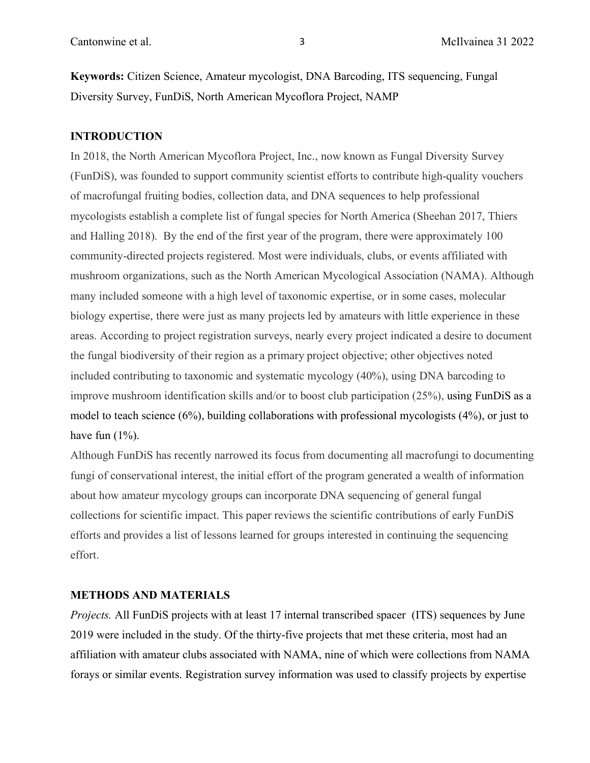**Keywords:** Citizen Science, Amateur mycologist, DNA Barcoding, ITS sequencing, Fungal Diversity Survey, FunDiS, North American Mycoflora Project, NAMP

## INTRODUCTION

In 2018, the North American Mycoflora Project, Inc., now known as Fungal Diversity Survey (FunDiS), was founded to support community scientist efforts to contribute high-quality vouchers of macrofungal fruiting bodies, collection data, and DNA sequences to help professional mycologists establish a complete list of fungal species for North America (Sheehan 2017, Thiers and Halling 2018). By the end of the first year of the program, there were approximately 100 community-directed projects registered. Most were individuals, clubs, or events affiliated with mushroom organizations, such as the North American Mycological Association (NAMA). Although many included someone with a high level of taxonomic expertise, or in some cases, molecular biology expertise, there were just as many projects led by amateurs with little experience in these areas. According to project registration surveys, nearly every project indicated a desire to document the fungal biodiversity of their region as a primary project objective; other objectives noted included contributing to taxonomic and systematic mycology (40%), using DNA barcoding to improve mushroom identification skills and/or to boost club participation (25%), using FunDiS as a model to teach science (6%), building collaborations with professional mycologists (4%), or just to have fun (1%).

Although FunDiS has recently narrowed its focus from documenting all macrofungi to documenting fungi of conservational interest, the initial effort of the program generated a wealth of information about how amateur mycology groups can incorporate DNA sequencing of general fungal collections for scientific impact. This paper reviews the scientific contributions of early FunDiS efforts and provides a list of lessons learned for groups interested in continuing the sequencing effort.

## METHODS AND MATERIALS

*Projects.* All FunDiS projects with at least 17 internal transcribed spacer (ITS) sequences by June 2019 were included in the study. Of the thirty-five projects that met these criteria, most had an affiliation with amateur clubs associated with NAMA, nine of which were collections from NAMA forays or similar events. Registration survey information was used to classify projects by expertise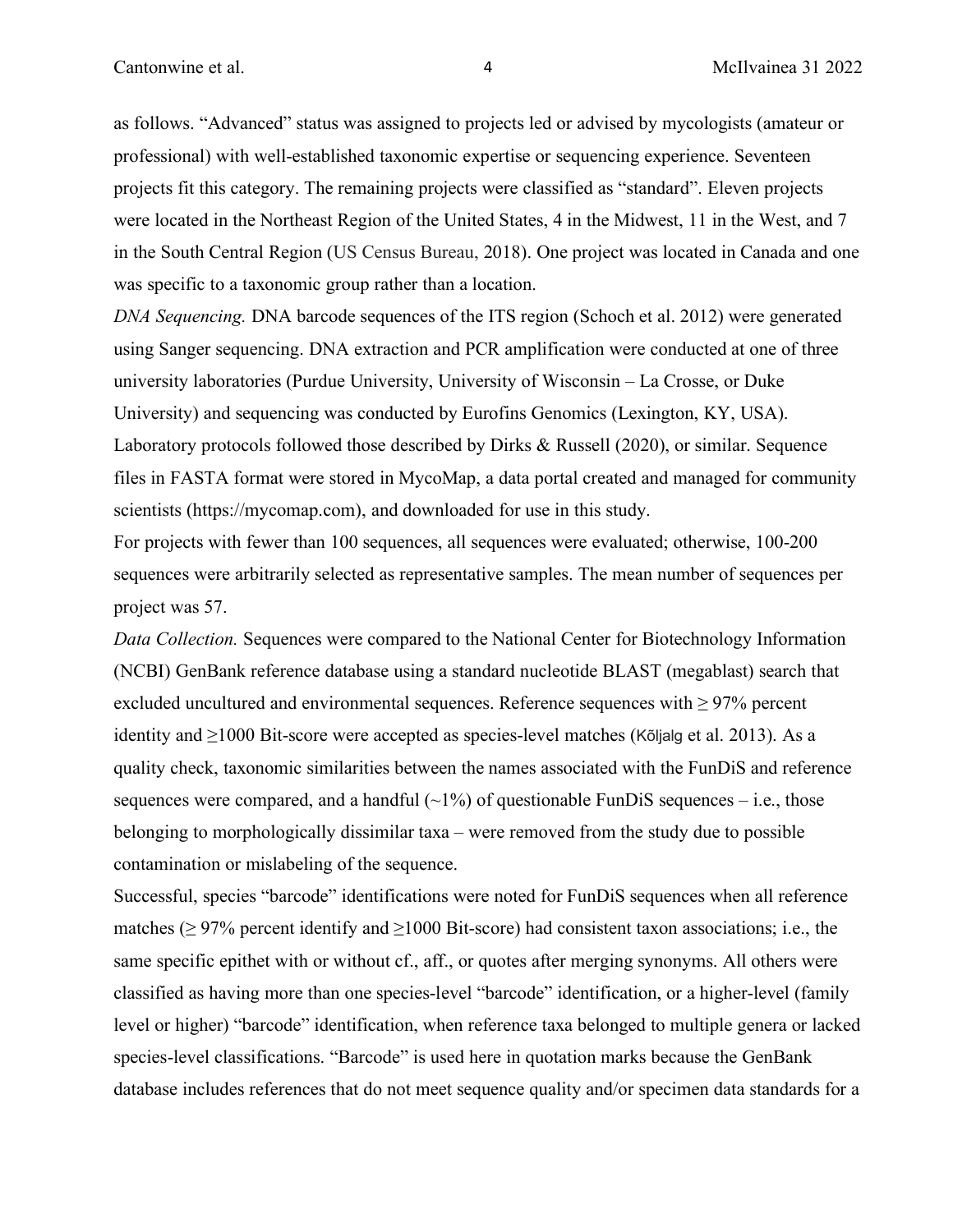as follows. "Advanced" status was assigned to projects led or advised by mycologists (amateur or professional) with well-established taxonomic expertise or sequencing experience. Seventeen projects fit this category. The remaining projects were classified as "standard". Eleven projects were located in the Northeast Region of the United States, 4 in the Midwest, 11 in the West, and 7 in the South Central Region (US Census Bureau, 2018). One project was located in Canada and one was specific to a taxonomic group rather than a location.

*DNA Sequencing.* DNA barcode sequences of the ITS region (Schoch et al. 2012) were generated using Sanger sequencing. DNA extraction and PCR amplification were conducted at one of three university laboratories (Purdue University, University of Wisconsin – La Crosse, or Duke University) and sequencing was conducted by Eurofins Genomics (Lexington, KY, USA). Laboratory protocols followed those described by Dirks & Russell (2020), or similar. Sequence files in FASTA format were stored in MycoMap, a data portal created and managed for community scientists (https://mycomap.com), and downloaded for use in this study.

For projects with fewer than 100 sequences, all sequences were evaluated; otherwise, 100-200 sequences were arbitrarily selected as representative samples. The mean number of sequences per project was 57.

*Data Collection.* Sequences were compared to the National Center for Biotechnology Information (NCBI) GenBank reference database using a standard nucleotide BLAST (megablast) search that excluded uncultured and environmental sequences. Reference sequences with ≥ 97% percent identity and ≥1000 Bit-score were accepted as species-level matches (Kõljalg et al. 2013). As a quality check, taxonomic similarities between the names associated with the FunDiS and reference sequences were compared, and a handful (~1%) of questionable FunDiS sequences – i.e., those belonging to morphologically dissimilar taxa – were removed from the study due to possible contamination or mislabeling of the sequence.

Successful, species "barcode" identifications were noted for FunDiS sequences when all reference matches (≥ 97% percent identify and ≥1000 Bit-score) had consistent taxon associations; i.e., the same specific epithet with or without cf., aff., or quotes after merging synonyms. All others were classified as having more than one species-level "barcode" identification, or a higher-level (family level or higher) "barcode" identification, when reference taxa belonged to multiple genera or lacked species-level classifications. "Barcode" is used here in quotation marks because the GenBank database includes references that do not meet sequence quality and/or specimen data standards for a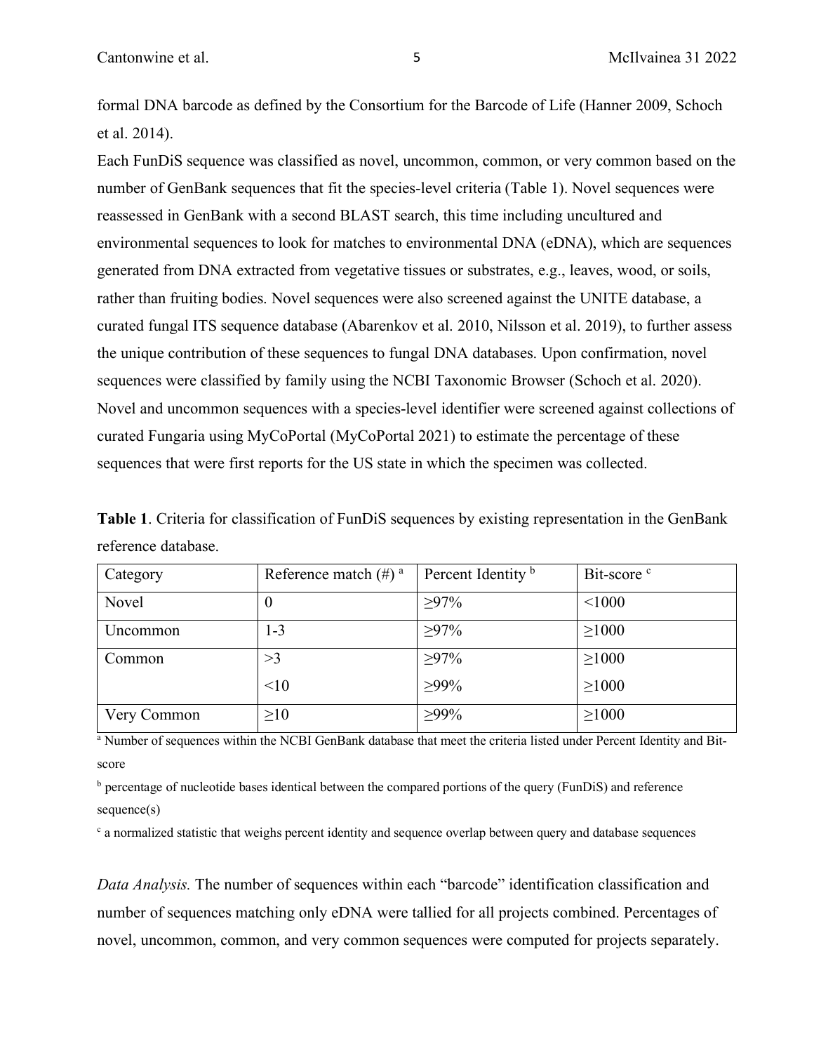formal DNA barcode as defined by the Consortium for the Barcode of Life (Hanner 2009, Schoch et al. 2014).

Each FunDiS sequence was classified as novel, uncommon, common, or very common based on the number of GenBank sequences that fit the species-level criteria (Table 1). Novel sequences were reassessed in GenBank with a second BLAST search, this time including uncultured and environmental sequences to look for matches to environmental DNA (eDNA), which are sequences generated from DNA extracted from vegetative tissues or substrates, e.g., leaves, wood, or soils, rather than fruiting bodies. Novel sequences were also screened against the UNITE database, a curated fungal ITS sequence database (Abarenkov et al. 2010, Nilsson et al. 2019), to further assess the unique contribution of these sequences to fungal DNA databases. Upon confirmation, novel sequences were classified by family using the NCBI Taxonomic Browser (Schoch et al. 2020). Novel and uncommon sequences with a species-level identifier were screened against collections of curated Fungaria using MyCoPortal (MyCoPortal 2021) to estimate the percentage of these sequences that were first reports for the US state in which the specimen was collected.

**Table 1**. Criteria for classification of FunDiS sequences by existing representation in the GenBank reference database.

| Category | Reference match (#) [a] | Percent Identity [b] | Bit-score [c] |
|---|---|---|---|
| Novel | 0 | ≥97% | <1000 |
| Uncommon | 1-3 | ≥97% | ≥1000 |
| Common | >3 | ≥97% | ≥1000 |
| | <10 | ≥99% | ≥1000 |
| Very Common | ≥10 | ≥99% | ≥1000 |

[a] Number of sequences within the NCBI GenBank database that meet the criteria listed under Percent Identity and Bit-score

[b] percentage of nucleotide bases identical between the compared portions of the query (FunDiS) and reference sequence(s)

[c] a normalized statistic that weighs percent identity and sequence overlap between query and database sequences

*Data Analysis.* The number of sequences within each "barcode" identification classification and number of sequences matching only eDNA were tallied for all projects combined. Percentages of novel, uncommon, common, and very common sequences were computed for projects separately.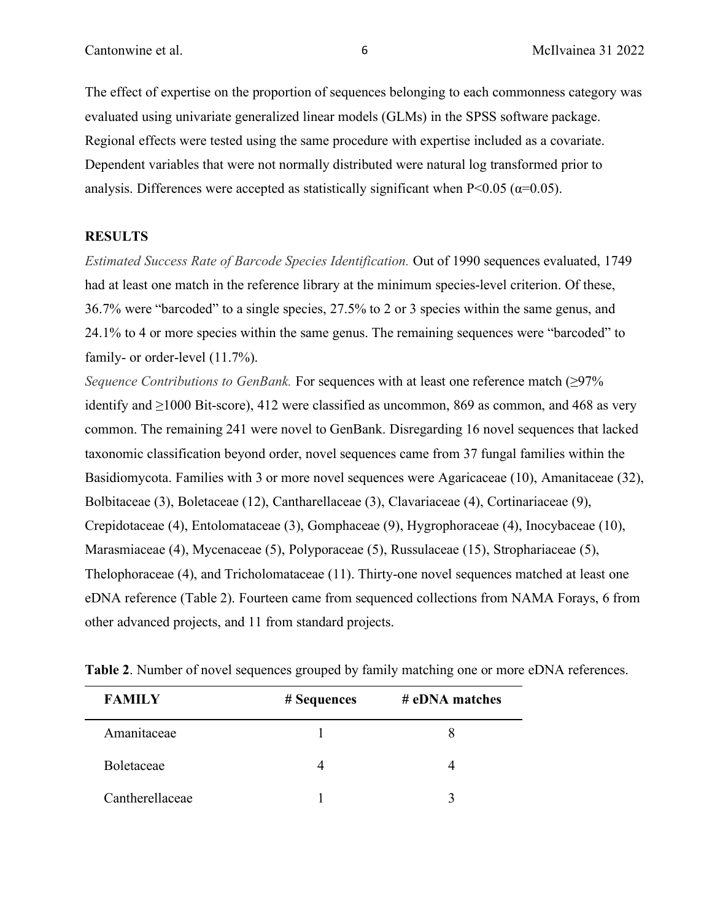The effect of expertise on the proportion of sequences belonging to each commonness category was evaluated using univariate generalized linear models (GLMs) in the SPSS software package. Regional effects were tested using the same procedure with expertise included as a covariate. Dependent variables that were not normally distributed were natural log transformed prior to analysis. Differences were accepted as statistically significant when $P<0.05$ ($\alpha=0.05$).

## RESULTS

*Estimated Success Rate of Barcode Species Identification.* Out of 1990 sequences evaluated, 1749 had at least one match in the reference library at the minimum species-level criterion. Of these, 36.7% were "barcoded" to a single species, 27.5% to 2 or 3 species within the same genus, and 24.1% to 4 or more species within the same genus. The remaining sequences were "barcoded" to family- or order-level (11.7%).

*Sequence Contributions to GenBank.* For sequences with at least one reference match (≥97% identify and ≥1000 Bit-score), 412 were classified as uncommon, 869 as common, and 468 as very common. The remaining 241 were novel to GenBank. Disregarding 16 novel sequences that lacked taxonomic classification beyond order, novel sequences came from 37 fungal families within the Basidiomycota. Families with 3 or more novel sequences were Agaricaceae (10), Amanitaceae (32), Bolbitaceae (3), Boletaceae (12), Cantharellaceae (3), Clavariaceae (4), Cortinariaceae (9), Crepidotaceae (4), Entolomataceae (3), Gomphaceae (9), Hygrophoraceae (4), Inocybaceae (10), Marasmiaceae (4), Mycenaceae (5), Polyporaceae (5), Russulaceae (15), Strophariaceae (5), Thelophoraceae (4), and Tricholomataceae (11). Thirty-one novel sequences matched at least one eDNA reference (Table 2). Fourteen came from sequenced collections from NAMA Forays, 6 from other advanced projects, and 11 from standard projects.

**Table 2**. Number of novel sequences grouped by family matching one or more eDNA references.

| FAMILY | # Sequences | # eDNA matches |
|---|---|---|
| Amanitaceae | 1 | 8 |
| Boletaceae | 4 | 4 |
| Cantherellaceae | 1 | 3 |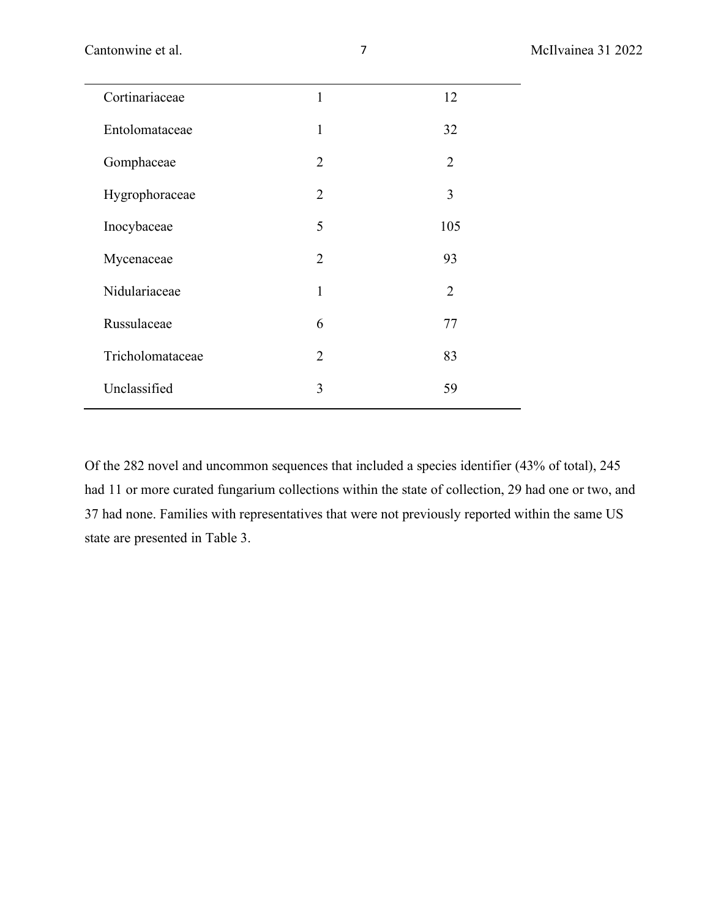| | | |
|---|---|---|
| Cortinariaceae | 1 | 12 |
| Entolomataceae | 1 | 32 |
| Gomphaceae | 2 | 2 |
| Hygrophoraceae | 2 | 3 |
| Inocybaceae | 5 | 105 |
| Mycenaceae | 2 | 93 |
| Nidulariaceae | 1 | 2 |
| Russulaceae | 6 | 77 |
| Tricholomataceae | 2 | 83 |
| Unclassified | 3 | 59 |

Of the 282 novel and uncommon sequences that included a species identifier (43% of total), 245 had 11 or more curated fungarium collections within the state of collection, 29 had one or two, and 37 had none. Families with representatives that were not previously reported within the same US state are presented in Table 3.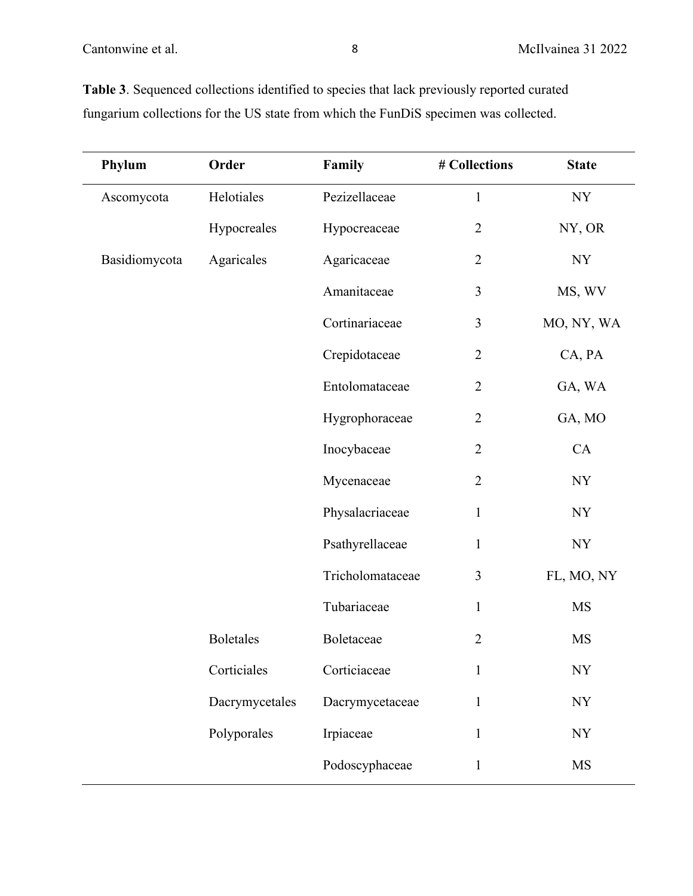**Table 3**. Sequenced collections identified to species that lack previously reported curated fungarium collections for the US state from which the FunDiS specimen was collected.

| Phylum | Order | Family | # Collections | State |
|---|---|---|---|---|
| Ascomycota | Helotiales | Pezizellaceae | 1 | NY |
| | Hypocreales | Hypocreaceae | 2 | NY, OR |
| Basidiomycota | Agaricales | Agaricaceae | 2 | NY |
| | | Amanitaceae | 3 | MS, WV |
| | | Cortinariaceae | 3 | MO, NY, WA |
| | | Crepidotaceae | 2 | CA, PA |
| | | Entolomataceae | 2 | GA, WA |
| | | Hygrophoraceae | 2 | GA, MO |
| | | Inocybaceae | 2 | CA |
| | | Mycenaceae | 2 | NY |
| | | Physalacriaceae | 1 | NY |
| | | Psathyrellaceae | 1 | NY |
| | | Tricholomataceae | 3 | FL, MO, NY |
| | | Tubariaceae | 1 | MS |
| | Boletales | Boletaceae | 2 | MS |
| | Corticiales | Corticiaceae | 1 | NY |
| | Dacrymycetales | Dacrymycetaceae | 1 | NY |
| | Polyporales | Irpiaceae | 1 | NY |
| | | Podoscyphaceae | 1 | MS |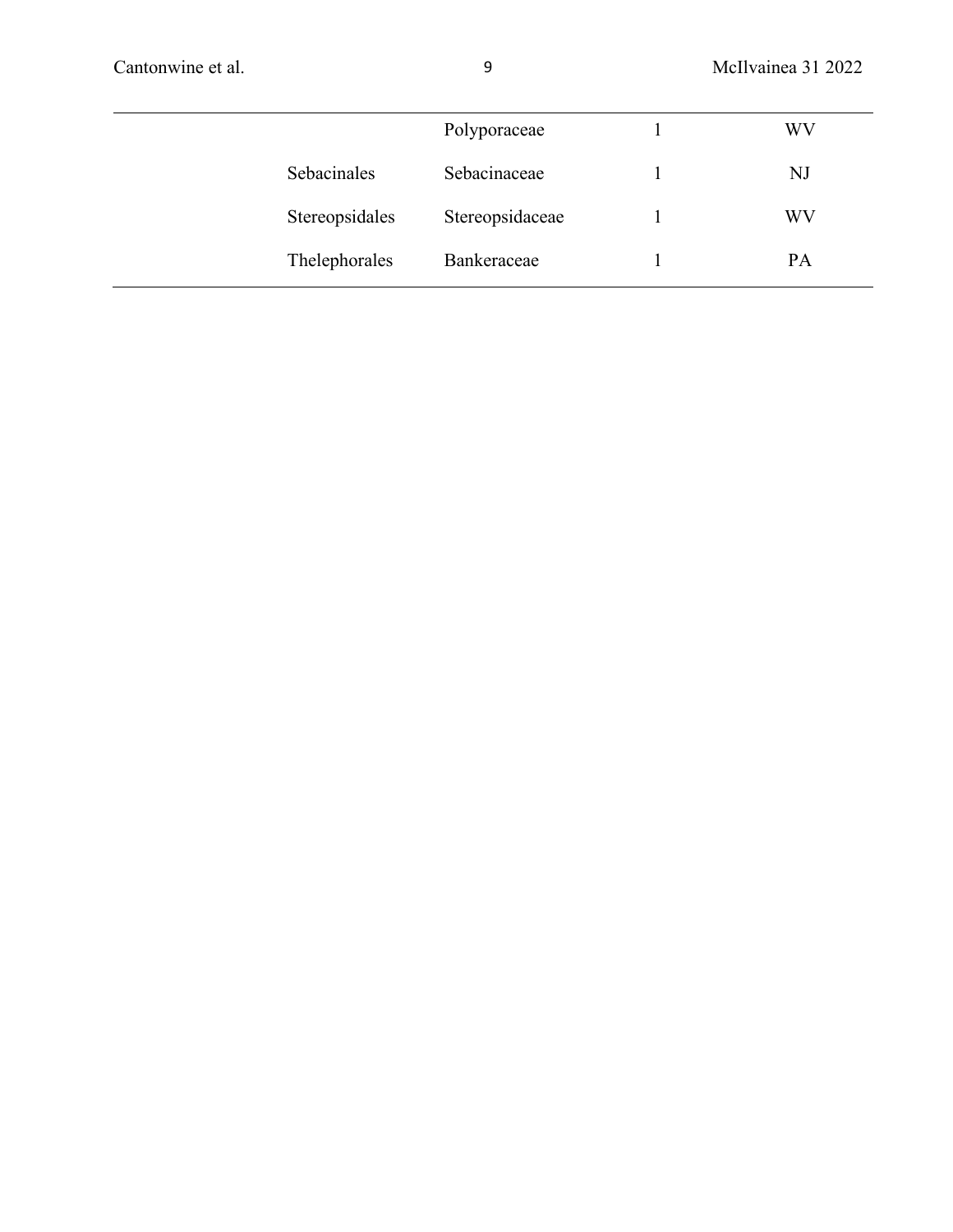| | | | |
|---|---|---|---|
| | Polyporaceae | 1 | WV |
| Sebacinales | Sebacinaceae | 1 | NJ |
| Stereopsidales | Stereopsidaceae | 1 | WV |
| Thelephorales | Bankeraceae | 1 | PA |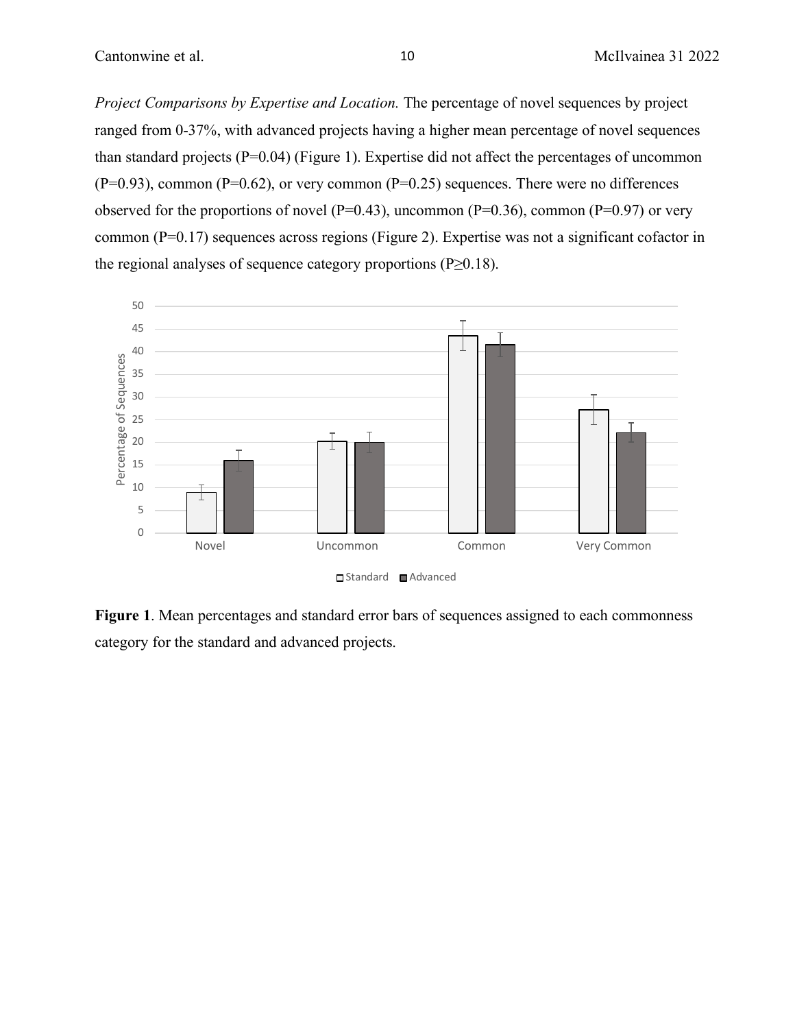*Project Comparisons by Expertise and Location.* The percentage of novel sequences by project ranged from 0-37%, with advanced projects having a higher mean percentage of novel sequences than standard projects ($P=0.04$) (Figure 1). Expertise did not affect the percentages of uncommon ($P=0.93$), common ($P=0.62$), or very common ($P=0.25$) sequences. There were no differences observed for the proportions of novel ($P=0.43$), uncommon ($P=0.36$), common ($P=0.97$) or very common ($P=0.17$) sequences across regions (Figure 2). Expertise was not a significant cofactor in the regional analyses of sequence category proportions ($P \geq 0.18$).

**Figure 1**. Mean percentages and standard error bars of sequences assigned to each commonness category for the standard and advanced projects.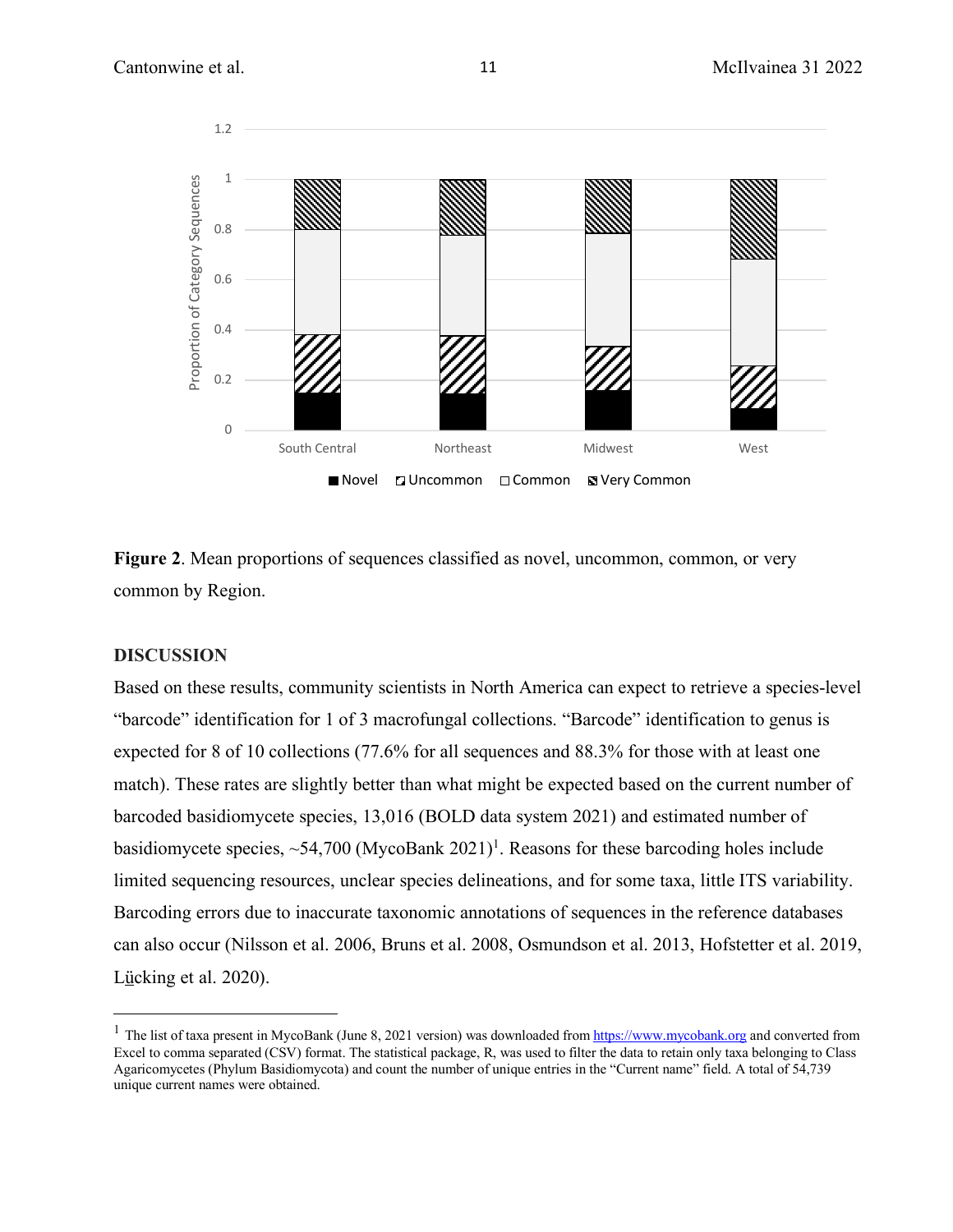**Figure 2**. Mean proportions of sequences classified as novel, uncommon, common, or very common by Region.

## DISCUSSION

Based on these results, community scientists in North America can expect to retrieve a species-level "barcode" identification for 1 of 3 macrofungal collections. "Barcode" identification to genus is expected for 8 of 10 collections (77.6% for all sequences and 88.3% for those with at least one match). These rates are slightly better than what might be expected based on the current number of barcoded basidiomycete species, 13,016 (BOLD data system 2021) and estimated number of basidiomycete species, ~54,700 (MycoBank 2021)[1]. Reasons for these barcoding holes include limited sequencing resources, unclear species delineations, and for some taxa, little ITS variability. Barcoding errors due to inaccurate taxonomic annotations of sequences in the reference databases can also occur (Nilsson et al. 2006, Bruns et al. 2008, Osmundson et al. 2013, Hofstetter et al. 2019, Lücking et al. 2020).

---

[1] The list of taxa present in MycoBank (June 8, 2021 version) was downloaded from https://www.mycobank.org and converted from Excel to comma separated (CSV) format. The statistical package, R, was used to filter the data to retain only taxa belonging to Class Agaricomycetes (Phylum Basidiomycota) and count the number of unique entries in the "Current name" field. A total of 54,739 unique current names were obtained.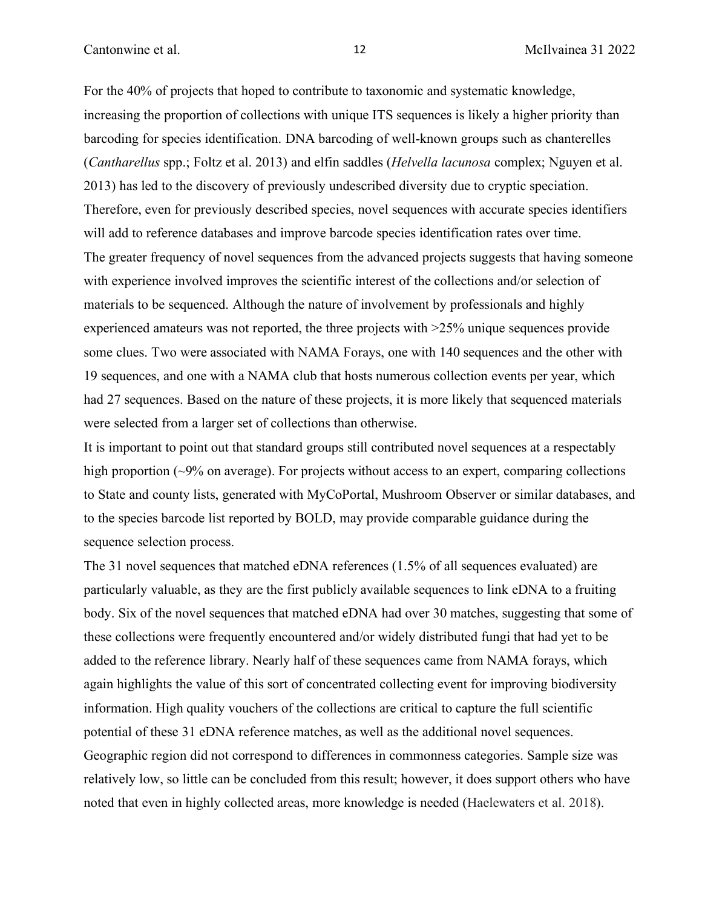For the 40% of projects that hoped to contribute to taxonomic and systematic knowledge, increasing the proportion of collections with unique ITS sequences is likely a higher priority than barcoding for species identification. DNA barcoding of well-known groups such as chanterelles (*Cantharellus* spp.; Foltz et al. 2013) and elfin saddles (*Helvella lacunosa* complex; Nguyen et al. 2013) has led to the discovery of previously undescribed diversity due to cryptic speciation. Therefore, even for previously described species, novel sequences with accurate species identifiers will add to reference databases and improve barcode species identification rates over time.

The greater frequency of novel sequences from the advanced projects suggests that having someone with experience involved improves the scientific interest of the collections and/or selection of materials to be sequenced. Although the nature of involvement by professionals and highly experienced amateurs was not reported, the three projects with >25% unique sequences provide some clues. Two were associated with NAMA Forays, one with 140 sequences and the other with 19 sequences, and one with a NAMA club that hosts numerous collection events per year, which had 27 sequences. Based on the nature of these projects, it is more likely that sequenced materials were selected from a larger set of collections than otherwise.

It is important to point out that standard groups still contributed novel sequences at a respectably high proportion (~9% on average). For projects without access to an expert, comparing collections to State and county lists, generated with MyCoPortal, Mushroom Observer or similar databases, and to the species barcode list reported by BOLD, may provide comparable guidance during the sequence selection process.

The 31 novel sequences that matched eDNA references (1.5% of all sequences evaluated) are particularly valuable, as they are the first publicly available sequences to link eDNA to a fruiting body. Six of the novel sequences that matched eDNA had over 30 matches, suggesting that some of these collections were frequently encountered and/or widely distributed fungi that had yet to be added to the reference library. Nearly half of these sequences came from NAMA forays, which again highlights the value of this sort of concentrated collecting event for improving biodiversity information. High quality vouchers of the collections are critical to capture the full scientific potential of these 31 eDNA reference matches, as well as the additional novel sequences.

Geographic region did not correspond to differences in commonness categories. Sample size was relatively low, so little can be concluded from this result; however, it does support others who have noted that even in highly collected areas, more knowledge is needed (Haelewaters et al. 2018).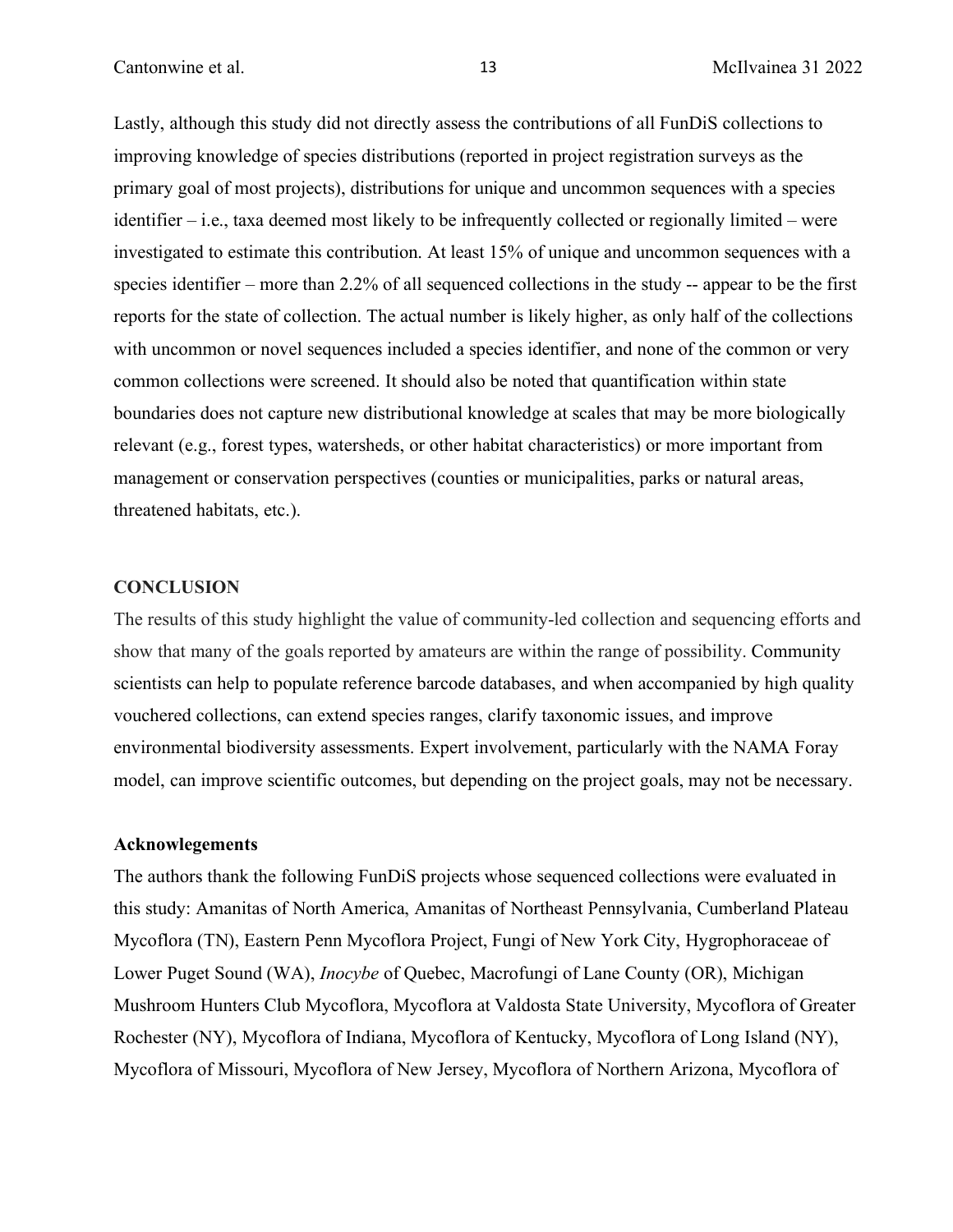Lastly, although this study did not directly assess the contributions of all FunDiS collections to improving knowledge of species distributions (reported in project registration surveys as the primary goal of most projects), distributions for unique and uncommon sequences with a species identifier – i.e., taxa deemed most likely to be infrequently collected or regionally limited – were investigated to estimate this contribution. At least 15% of unique and uncommon sequences with a species identifier – more than 2.2% of all sequenced collections in the study -- appear to be the first reports for the state of collection. The actual number is likely higher, as only half of the collections with uncommon or novel sequences included a species identifier, and none of the common or very common collections were screened. It should also be noted that quantification within state boundaries does not capture new distributional knowledge at scales that may be more biologically relevant (e.g., forest types, watersheds, or other habitat characteristics) or more important from management or conservation perspectives (counties or municipalities, parks or natural areas, threatened habitats, etc.).

## CONCLUSION

The results of this study highlight the value of community-led collection and sequencing efforts and show that many of the goals reported by amateurs are within the range of possibility. Community scientists can help to populate reference barcode databases, and when accompanied by high quality vouchered collections, can extend species ranges, clarify taxonomic issues, and improve environmental biodiversity assessments. Expert involvement, particularly with the NAMA Foray model, can improve scientific outcomes, but depending on the project goals, may not be necessary.

## Acknowlegements

The authors thank the following FunDiS projects whose sequenced collections were evaluated in this study: Amanitas of North America, Amanitas of Northeast Pennsylvania, Cumberland Plateau Mycoflora (TN), Eastern Penn Mycoflora Project, Fungi of New York City, Hygrophoraceae of Lower Puget Sound (WA), *Inocybe* of Quebec, Macrofungi of Lane County (OR), Michigan Mushroom Hunters Club Mycoflora, Mycoflora at Valdosta State University, Mycoflora of Greater Rochester (NY), Mycoflora of Indiana, Mycoflora of Kentucky, Mycoflora of Long Island (NY), Mycoflora of Missouri, Mycoflora of New Jersey, Mycoflora of Northern Arizona, Mycoflora of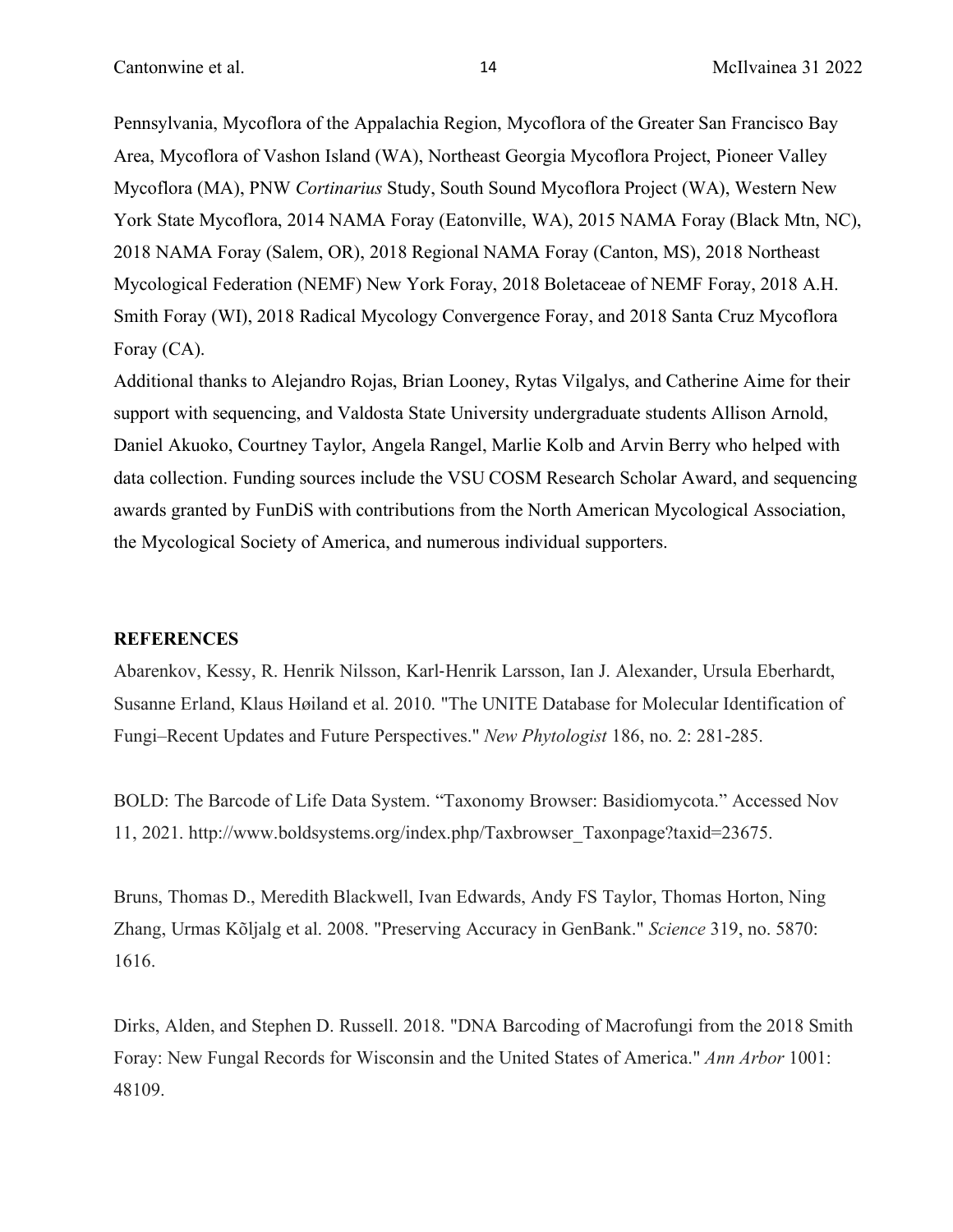Pennsylvania, Mycoflora of the Appalachia Region, Mycoflora of the Greater San Francisco Bay Area, Mycoflora of Vashon Island (WA), Northeast Georgia Mycoflora Project, Pioneer Valley Mycoflora (MA), PNW *Cortinarius* Study, South Sound Mycoflora Project (WA), Western New York State Mycoflora, 2014 NAMA Foray (Eatonville, WA), 2015 NAMA Foray (Black Mtn, NC), 2018 NAMA Foray (Salem, OR), 2018 Regional NAMA Foray (Canton, MS), 2018 Northeast Mycological Federation (NEMF) New York Foray, 2018 Boletaceae of NEMF Foray, 2018 A.H. Smith Foray (WI), 2018 Radical Mycology Convergence Foray, and 2018 Santa Cruz Mycoflora Foray (CA).

Additional thanks to Alejandro Rojas, Brian Looney, Rytas Vilgalys, and Catherine Aime for their support with sequencing, and Valdosta State University undergraduate students Allison Arnold, Daniel Akuoko, Courtney Taylor, Angela Rangel, Marlie Kolb and Arvin Berry who helped with data collection. Funding sources include the VSU COSM Research Scholar Award, and sequencing awards granted by FunDiS with contributions from the North American Mycological Association, the Mycological Society of America, and numerous individual supporters.

## REFERENCES

Abarenkov, Kessy, R. Henrik Nilsson, Karl-Henrik Larsson, Ian J. Alexander, Ursula Eberhardt, Susanne Erland, Klaus Høiland et al. 2010. "The UNITE Database for Molecular Identification of Fungi–Recent Updates and Future Perspectives." *New Phytologist* 186, no. 2: 281-285.

BOLD: The Barcode of Life Data System. "Taxonomy Browser: Basidiomycota." Accessed Nov 11, 2021. http://www.boldsystems.org/index.php/Taxbrowser_Taxonpage?taxid=23675.

Bruns, Thomas D., Meredith Blackwell, Ivan Edwards, Andy FS Taylor, Thomas Horton, Ning Zhang, Urmas Kõljalg et al. 2008. "Preserving Accuracy in GenBank." *Science* 319, no. 5870: 1616.

Dirks, Alden, and Stephen D. Russell. 2018. "DNA Barcoding of Macrofungi from the 2018 Smith Foray: New Fungal Records for Wisconsin and the United States of America." *Ann Arbor* 1001: 48109.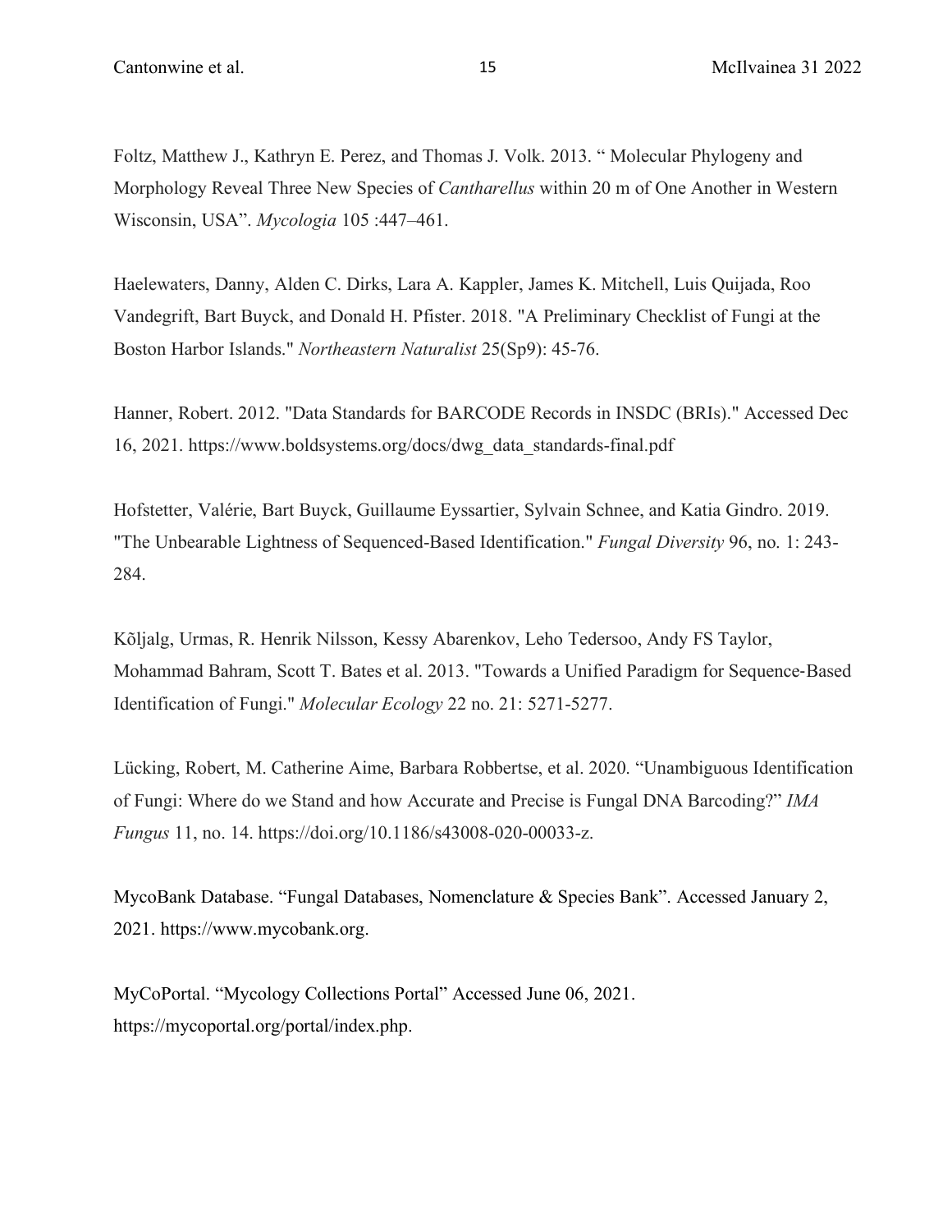Foltz, Matthew J., Kathryn E. Perez, and Thomas J. Volk. 2013. " Molecular Phylogeny and Morphology Reveal Three New Species of *Cantharellus* within 20 m of One Another in Western Wisconsin, USA". *Mycologia* 105 :447–461.

Haelewaters, Danny, Alden C. Dirks, Lara A. Kappler, James K. Mitchell, Luis Quijada, Roo Vandegrift, Bart Buyck, and Donald H. Pfister. 2018. "A Preliminary Checklist of Fungi at the Boston Harbor Islands." *Northeastern Naturalist* 25(Sp9): 45-76.

Hanner, Robert. 2012. "Data Standards for BARCODE Records in INSDC (BRIs)." Accessed Dec 16, 2021. https://www.boldsystems.org/docs/dwg_data_standards-final.pdf

Hofstetter, Valérie, Bart Buyck, Guillaume Eyssartier, Sylvain Schnee, and Katia Gindro. 2019. "The Unbearable Lightness of Sequenced-Based Identification." *Fungal Diversity* 96, no. 1: 243-284.

Kõljalg, Urmas, R. Henrik Nilsson, Kessy Abarenkov, Leho Tedersoo, Andy FS Taylor, Mohammad Bahram, Scott T. Bates et al. 2013. "Towards a Unified Paradigm for Sequence‐Based Identification of Fungi." *Molecular Ecology* 22 no. 21: 5271-5277.

Lücking, Robert, M. Catherine Aime, Barbara Robbertse, et al. 2020. "Unambiguous Identification of Fungi: Where do we Stand and how Accurate and Precise is Fungal DNA Barcoding?" *IMA Fungus* 11, no. 14. https://doi.org/10.1186/s43008-020-00033-z.

MycoBank Database. "Fungal Databases, Nomenclature & Species Bank". Accessed January 2, 2021. https://www.mycobank.org.

MyCoPortal. "Mycology Collections Portal" Accessed June 06, 2021. https://mycoportal.org/portal/index.php.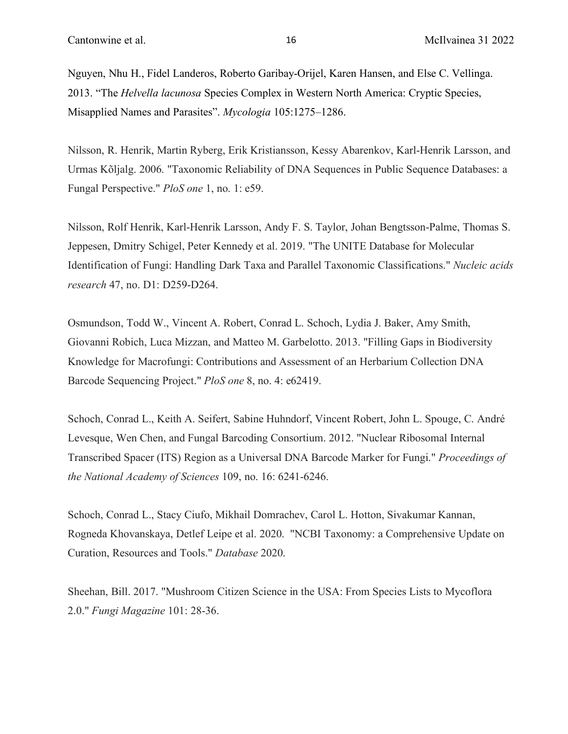Nguyen, Nhu H., Fidel Landeros, Roberto Garibay-Orijel, Karen Hansen, and Else C. Vellinga. 2013. "The *Helvella lacunosa* Species Complex in Western North America: Cryptic Species, Misapplied Names and Parasites". *Mycologia* 105:1275–1286.

Nilsson, R. Henrik, Martin Ryberg, Erik Kristiansson, Kessy Abarenkov, Karl-Henrik Larsson, and Urmas Kõljalg. 2006. "Taxonomic Reliability of DNA Sequences in Public Sequence Databases: a Fungal Perspective." *PloS one* 1, no. 1: e59.

Nilsson, Rolf Henrik, Karl-Henrik Larsson, Andy F. S. Taylor, Johan Bengtsson-Palme, Thomas S. Jeppesen, Dmitry Schigel, Peter Kennedy et al. 2019. "The UNITE Database for Molecular Identification of Fungi: Handling Dark Taxa and Parallel Taxonomic Classifications." *Nucleic acids research* 47, no. D1: D259-D264.

Osmundson, Todd W., Vincent A. Robert, Conrad L. Schoch, Lydia J. Baker, Amy Smith, Giovanni Robich, Luca Mizzan, and Matteo M. Garbelotto. 2013. "Filling Gaps in Biodiversity Knowledge for Macrofungi: Contributions and Assessment of an Herbarium Collection DNA Barcode Sequencing Project." *PloS one* 8, no. 4: e62419.

Schoch, Conrad L., Keith A. Seifert, Sabine Huhndorf, Vincent Robert, John L. Spouge, C. André Levesque, Wen Chen, and Fungal Barcoding Consortium. 2012. "Nuclear Ribosomal Internal Transcribed Spacer (ITS) Region as a Universal DNA Barcode Marker for Fungi." *Proceedings of the National Academy of Sciences* 109, no. 16: 6241-6246.

Schoch, Conrad L., Stacy Ciufo, Mikhail Domrachev, Carol L. Hotton, Sivakumar Kannan, Rogneda Khovanskaya, Detlef Leipe et al. 2020. "NCBI Taxonomy: a Comprehensive Update on Curation, Resources and Tools." *Database* 2020*.*

Sheehan, Bill. 2017. "Mushroom Citizen Science in the USA: From Species Lists to Mycoflora 2.0." *Fungi Magazine* 101: 28-36.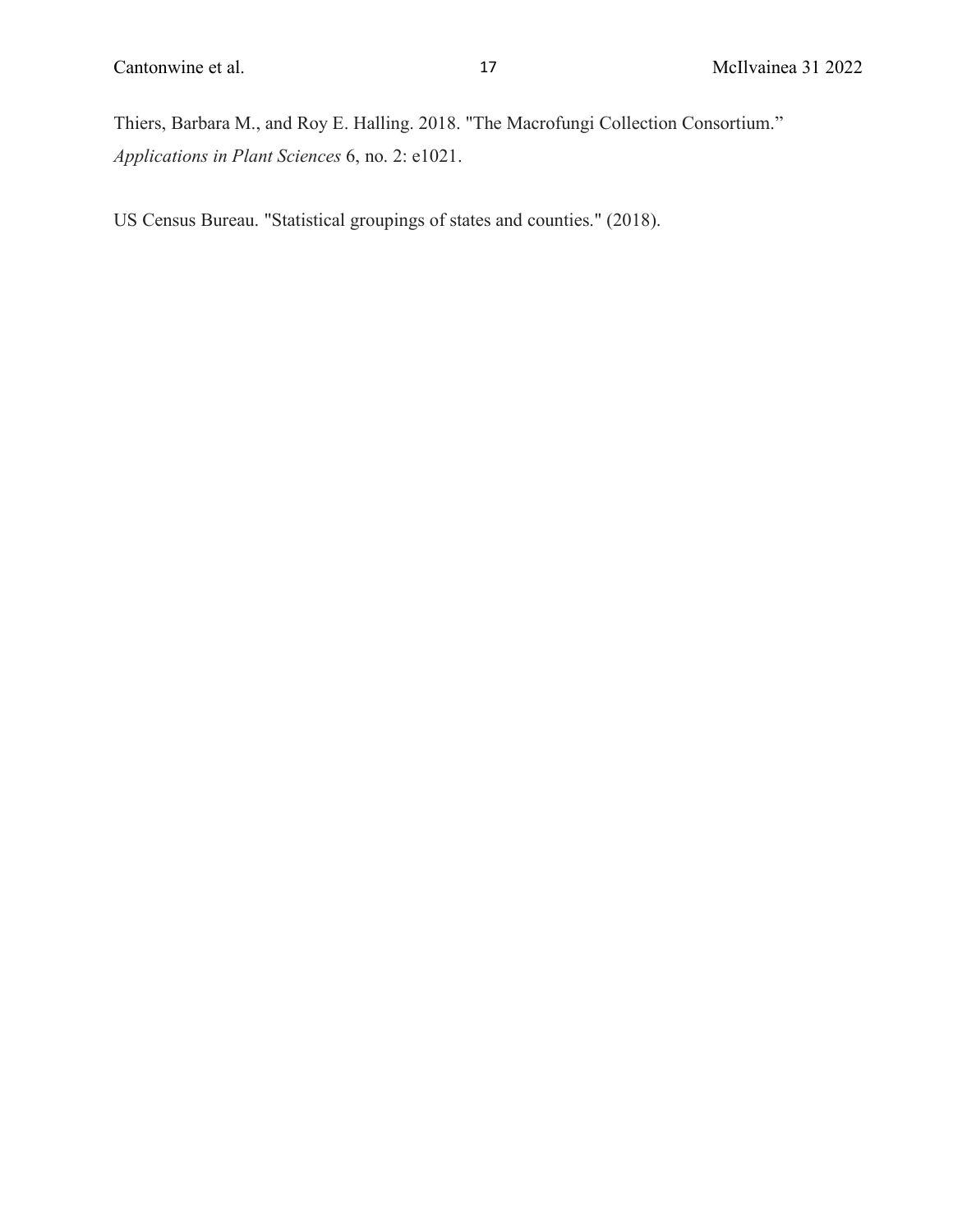Thiers, Barbara M., and Roy E. Halling. 2018. "The Macrofungi Collection Consortium." *Applications in Plant Sciences* 6, no. 2: e1021.

US Census Bureau. "Statistical groupings of states and counties." (2018).